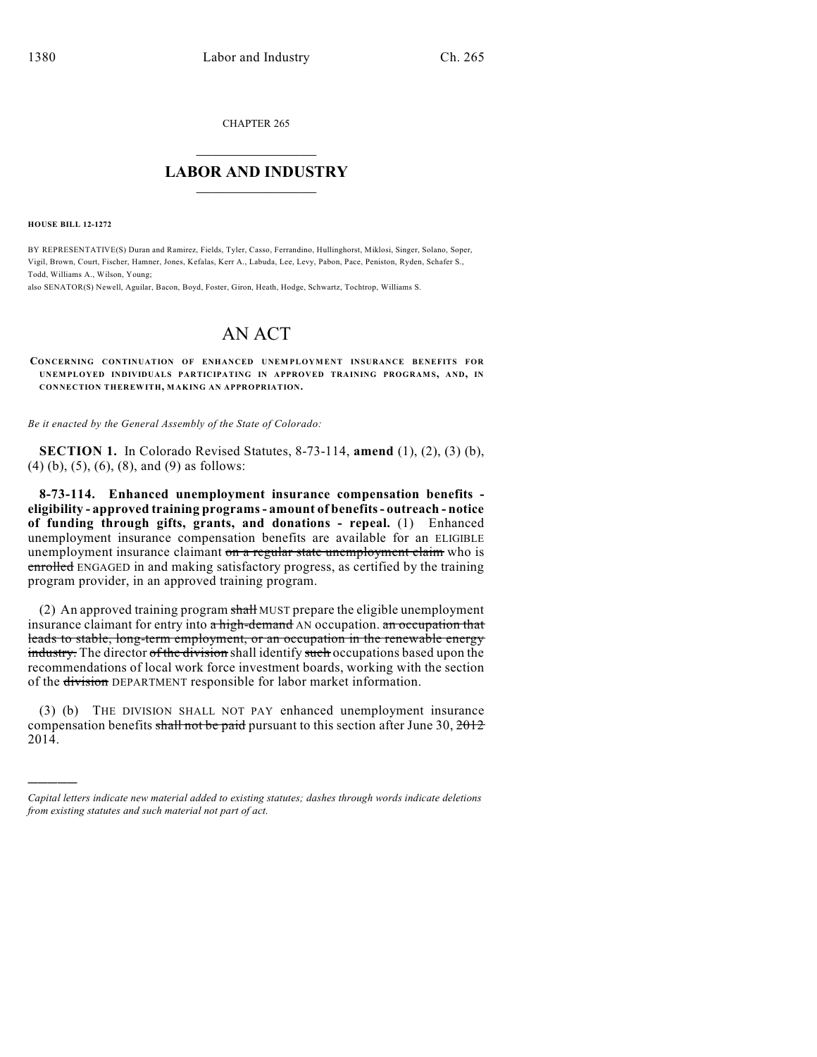CHAPTER 265

## LABOR AND INDUSTRY

**HOUSE BILL 12-1272**

BY REPRESENTATIVE(S) Duran and Ramirez, Fields, Tyler, Casso, Ferrandino, Hullinghorst, Miklosi, Singer, Solano, Soper, Vigil, Brown, Court, Fischer, Hamner, Jones, Kefalas, Kerr A., Labuda, Lee, Levy, Pabon, Pace, Peniston, Ryden, Schafer S., Todd, Williams A., Wilson, Young;

also SENATOR(S) Newell, Aguilar, Bacon, Boyd, Foster, Giron, Heath, Hodge, Schwartz, Tochtrop, Williams S.

# AN ACT

**CONCERNING CONTINUATION OF ENHANCED UNEMPLOYMENT INSURANCE BENEFITS FOR UNEMPLOYED INDIVIDUALS PARTICIPATING IN APPROVED TRAINING PROGRAMS, AND, IN CONNECTION THEREWITH, MAKING AN APPROPRIATION.**

*Be it enacted by the General Assembly of the State of Colorado:*

**SECTION 1.** In Colorado Revised Statutes, 8-73-114, **amend** (1), (2), (3) (b), (4) (b), (5), (6), (8), and (9) as follows:

**8-73-114. Enhanced unemployment insurance compensation benefits - eligibility - approved training programs - amount of benefits - outreach - notice of funding through gifts, grants, and donations - repeal.** (1) Enhanced unemployment insurance compensation benefits are available for an ELIGIBLE unemployment insurance claimant ~~on a regular state unemployment claim~~ who is ~~enrolled~~ ENGAGED in and making satisfactory progress, as certified by the training program provider, in an approved training program.

(2) An approved training program ~~shall~~ MUST prepare the eligible unemployment insurance claimant for entry into ~~a high-demand~~ AN occupation. ~~an occupation that leads to stable, long-term employment, or an occupation in the renewable energy industry.~~ The director ~~of the division~~ shall identify ~~such~~ occupations based upon the recommendations of local work force investment boards, working with the section of the ~~division~~ DEPARTMENT responsible for labor market information.

(3) (b) THE DIVISION SHALL NOT PAY enhanced unemployment insurance compensation benefits ~~shall not be paid~~ pursuant to this section after June 30, ~~2012~~ 2014.

---

*Capital letters indicate new material added to existing statutes; dashes through words indicate deletions from existing statutes and such material not part of act.*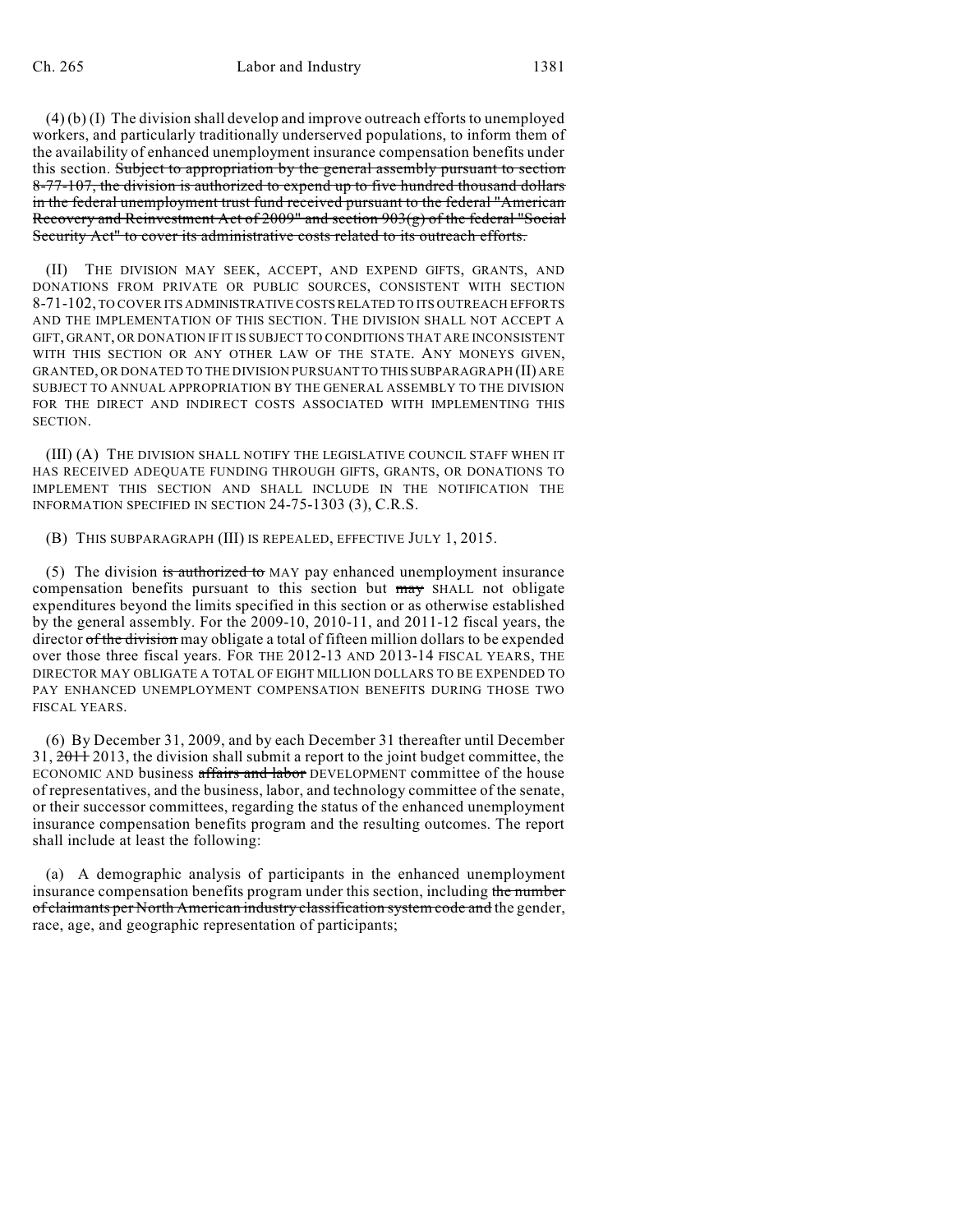(4) (b) (I) The division shall develop and improve outreach efforts to unemployed workers, and particularly traditionally underserved populations, to inform them of the availability of enhanced unemployment insurance compensation benefits under this section. ~~Subject to appropriation by the general assembly pursuant to section 8-77-107, the division is authorized to expend up to five hundred thousand dollars in the federal unemployment trust fund received pursuant to the federal "American Recovery and Reinvestment Act of 2009" and section 903(g) of the federal "Social Security Act" to cover its administrative costs related to its outreach efforts.~~

(II) THE DIVISION MAY SEEK, ACCEPT, AND EXPEND GIFTS, GRANTS, AND DONATIONS FROM PRIVATE OR PUBLIC SOURCES, CONSISTENT WITH SECTION 8-71-102, TO COVER ITS ADMINISTRATIVE COSTS RELATED TO ITS OUTREACH EFFORTS AND THE IMPLEMENTATION OF THIS SECTION. THE DIVISION SHALL NOT ACCEPT A GIFT, GRANT, OR DONATION IF IT IS SUBJECT TO CONDITIONS THAT ARE INCONSISTENT WITH THIS SECTION OR ANY OTHER LAW OF THE STATE. ANY MONEYS GIVEN, GRANTED, OR DONATED TO THE DIVISION PURSUANT TO THIS SUBPARAGRAPH (II) ARE SUBJECT TO ANNUAL APPROPRIATION BY THE GENERAL ASSEMBLY TO THE DIVISION FOR THE DIRECT AND INDIRECT COSTS ASSOCIATED WITH IMPLEMENTING THIS SECTION.

(III) (A) THE DIVISION SHALL NOTIFY THE LEGISLATIVE COUNCIL STAFF WHEN IT HAS RECEIVED ADEQUATE FUNDING THROUGH GIFTS, GRANTS, OR DONATIONS TO IMPLEMENT THIS SECTION AND SHALL INCLUDE IN THE NOTIFICATION THE INFORMATION SPECIFIED IN SECTION 24-75-1303 (3), C.R.S.

(B) THIS SUBPARAGRAPH (III) IS REPEALED, EFFECTIVE JULY 1, 2015.

(5) The division ~~is authorized to~~ MAY pay enhanced unemployment insurance compensation benefits pursuant to this section but ~~may~~ SHALL not obligate expenditures beyond the limits specified in this section or as otherwise established by the general assembly. For the 2009-10, 2010-11, and 2011-12 fiscal years, the director ~~of the division~~ may obligate a total of fifteen million dollars to be expended over those three fiscal years. FOR THE 2012-13 AND 2013-14 FISCAL YEARS, THE DIRECTOR MAY OBLIGATE A TOTAL OF EIGHT MILLION DOLLARS TO BE EXPENDED TO PAY ENHANCED UNEMPLOYMENT COMPENSATION BENEFITS DURING THOSE TWO FISCAL YEARS.

(6) By December 31, 2009, and by each December 31 thereafter until December 31, ~~2011~~ 2013, the division shall submit a report to the joint budget committee, the ECONOMIC AND business ~~affairs and labor~~ DEVELOPMENT committee of the house of representatives, and the business, labor, and technology committee of the senate, or their successor committees, regarding the status of the enhanced unemployment insurance compensation benefits program and the resulting outcomes. The report shall include at least the following:

(a) A demographic analysis of participants in the enhanced unemployment insurance compensation benefits program under this section, including ~~the number of claimants per North American industry classification system code and~~ the gender, race, age, and geographic representation of participants;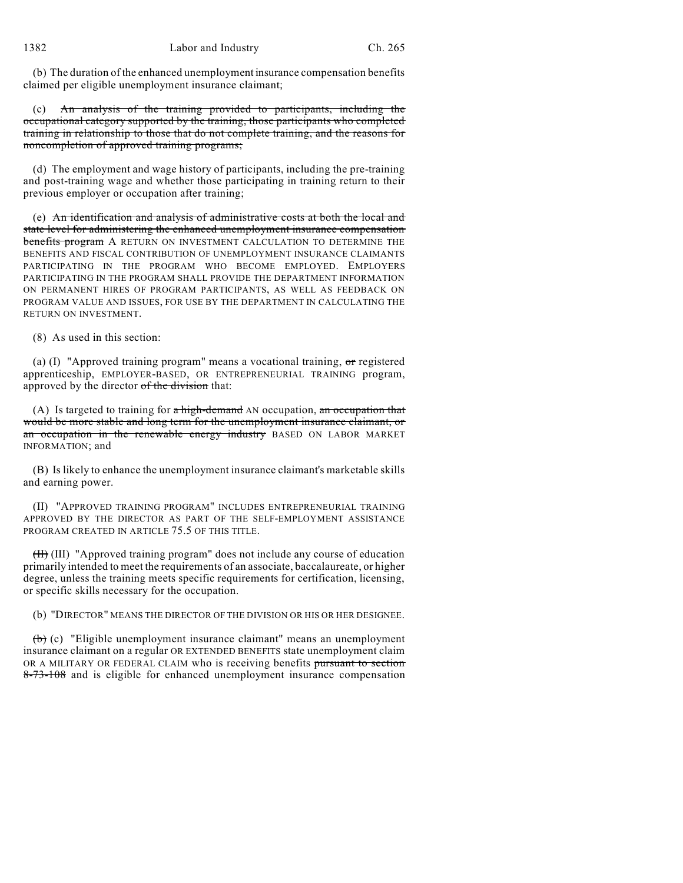(b) The duration of the enhanced unemployment insurance compensation benefits claimed per eligible unemployment insurance claimant;

(c) ~~An analysis of the training provided to participants, including the occupational category supported by the training, those participants who completed training in relationship to those that do not complete training, and the reasons for noncompletion of approved training programs;~~

(d) The employment and wage history of participants, including the pre-training and post-training wage and whether those participating in training return to their previous employer or occupation after training;

(e) ~~An identification and analysis of administrative costs at both the local and state level for administering the enhanced unemployment insurance compensation benefits program~~ A RETURN ON INVESTMENT CALCULATION TO DETERMINE THE BENEFITS AND FISCAL CONTRIBUTION OF UNEMPLOYMENT INSURANCE CLAIMANTS PARTICIPATING IN THE PROGRAM WHO BECOME EMPLOYED. EMPLOYERS PARTICIPATING IN THE PROGRAM SHALL PROVIDE THE DEPARTMENT INFORMATION ON PERMANENT HIRES OF PROGRAM PARTICIPANTS, AS WELL AS FEEDBACK ON PROGRAM VALUE AND ISSUES, FOR USE BY THE DEPARTMENT IN CALCULATING THE RETURN ON INVESTMENT.

(8) As used in this section:

(a) (I) "Approved training program" means a vocational training, ~~or~~ registered apprenticeship, EMPLOYER-BASED, OR ENTREPRENEURIAL TRAINING program, approved by the director ~~of the division~~ that:

(A) Is targeted to training for ~~a high-demand~~ AN occupation, ~~an occupation that would be more stable and long term for the unemployment insurance claimant, or an occupation in the renewable energy industry~~ BASED ON LABOR MARKET INFORMATION; and

(B) Is likely to enhance the unemployment insurance claimant's marketable skills and earning power.

(II) "APPROVED TRAINING PROGRAM" INCLUDES ENTREPRENEURIAL TRAINING APPROVED BY THE DIRECTOR AS PART OF THE SELF-EMPLOYMENT ASSISTANCE PROGRAM CREATED IN ARTICLE 75.5 OF THIS TITLE.

~~(II)~~ (III) "Approved training program" does not include any course of education primarily intended to meet the requirements of an associate, baccalaureate, or higher degree, unless the training meets specific requirements for certification, licensing, or specific skills necessary for the occupation.

(b) "DIRECTOR" MEANS THE DIRECTOR OF THE DIVISION OR HIS OR HER DESIGNEE.

~~(b)~~ (c) "Eligible unemployment insurance claimant" means an unemployment insurance claimant on a regular OR EXTENDED BENEFITS state unemployment claim OR A MILITARY OR FEDERAL CLAIM who is receiving benefits ~~pursuant to section 8-73-108~~ and is eligible for enhanced unemployment insurance compensation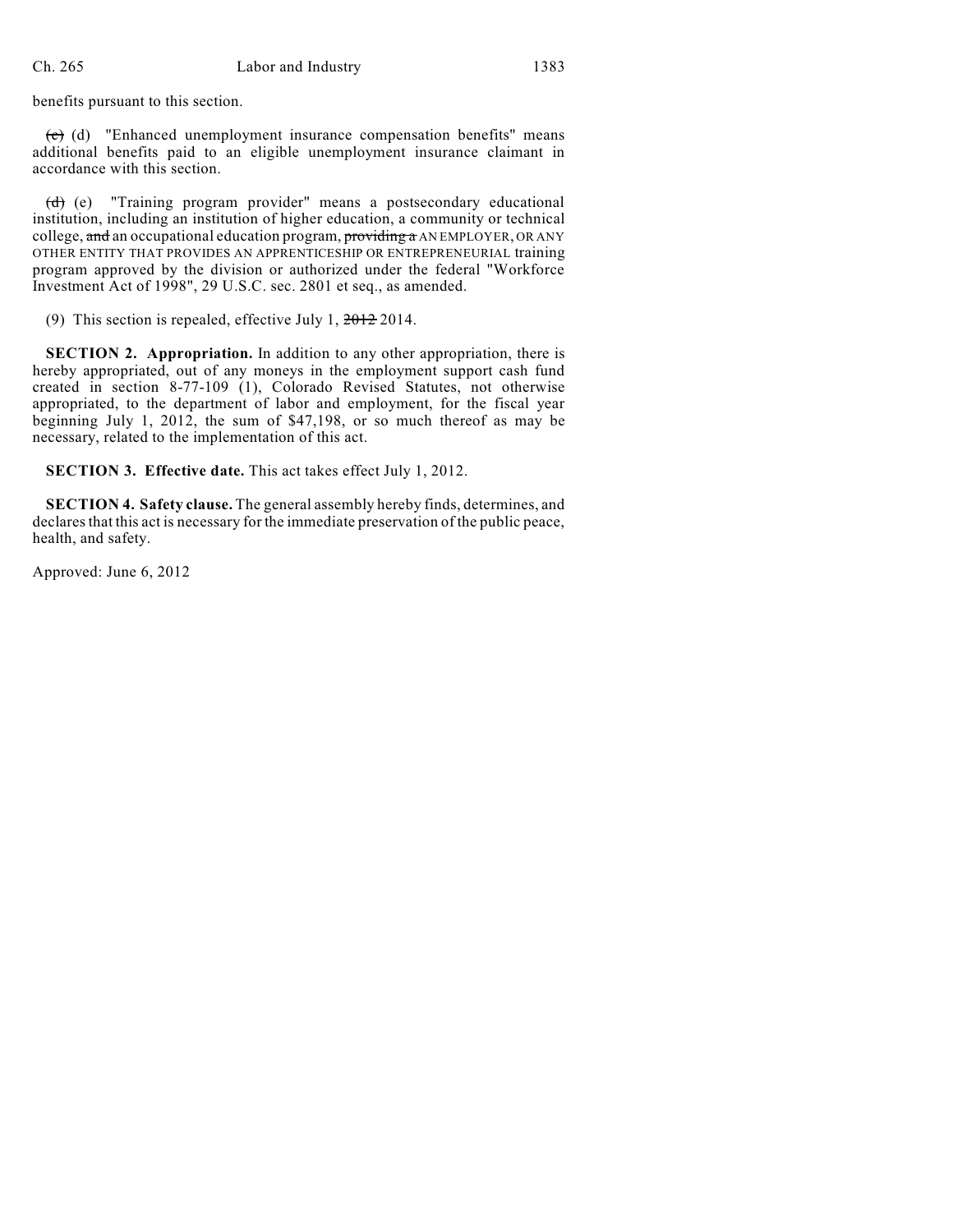benefits pursuant to this section.

~~(c)~~ (d) "Enhanced unemployment insurance compensation benefits" means additional benefits paid to an eligible unemployment insurance claimant in accordance with this section.

~~(d)~~ (e) "Training program provider" means a postsecondary educational institution, including an institution of higher education, a community or technical college, ~~and~~ an occupational education program, ~~providing a~~ AN EMPLOYER, OR ANY OTHER ENTITY THAT PROVIDES AN APPRENTICESHIP OR ENTREPRENEURIAL training program approved by the division or authorized under the federal "Workforce Investment Act of 1998", 29 U.S.C. sec. 2801 et seq., as amended.

(9) This section is repealed, effective July 1, ~~2012~~ 2014.

**SECTION 2. Appropriation.** In addition to any other appropriation, there is hereby appropriated, out of any moneys in the employment support cash fund created in section 8-77-109 (1), Colorado Revised Statutes, not otherwise appropriated, to the department of labor and employment, for the fiscal year beginning July 1, 2012, the sum of $47,198, or so much thereof as may be necessary, related to the implementation of this act.

**SECTION 3. Effective date.** This act takes effect July 1, 2012.

**SECTION 4. Safety clause.** The general assembly hereby finds, determines, and declares that this act is necessary for the immediate preservation of the public peace, health, and safety.

Approved: June 6, 2012